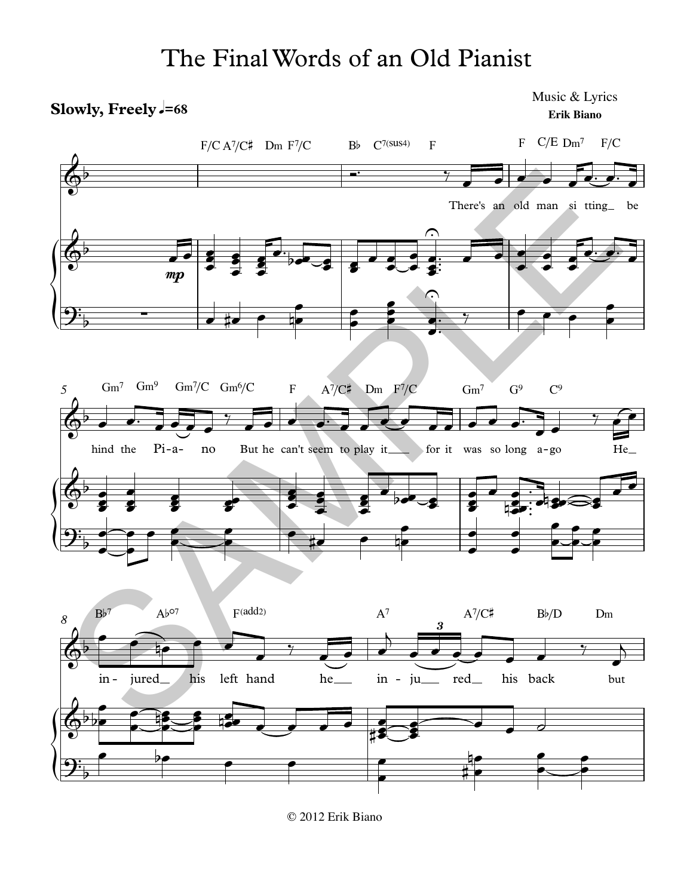# The Final Words of an Old Pianist

**Slowly, Freely** ♩=68

Music & Lyrics
**Erik Biano**

© 2012 Erik Biano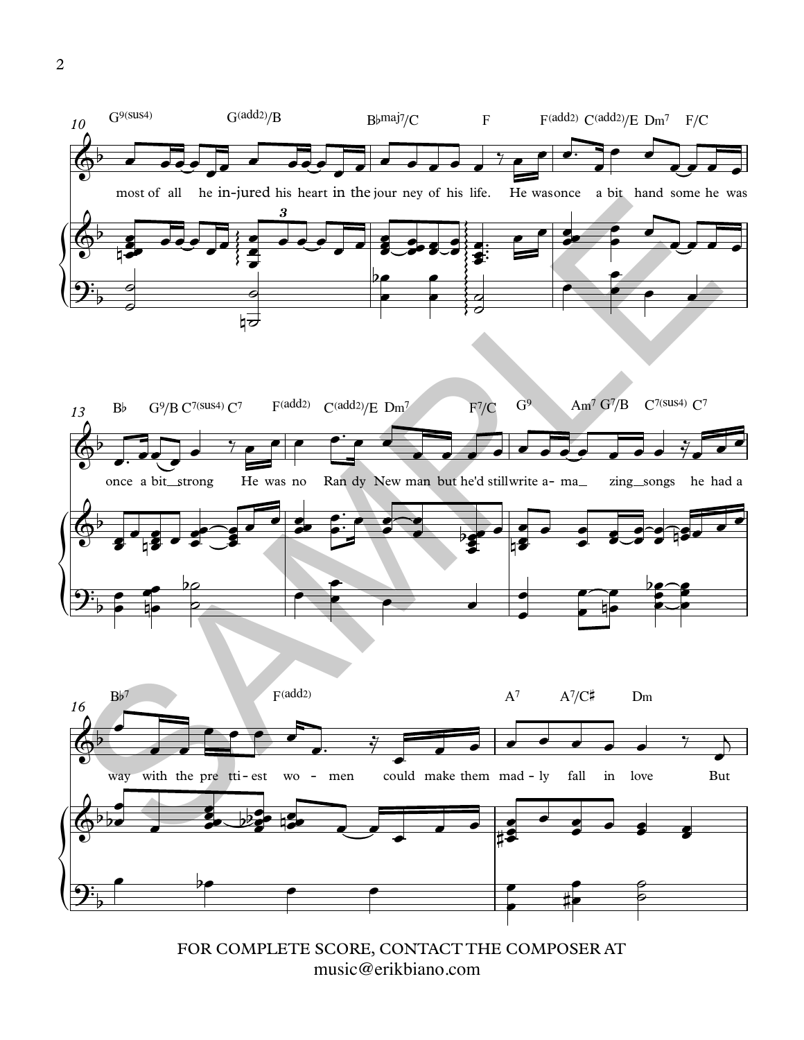FOR COMPLETE SCORE, CONTACT THE COMPOSER AT
music@erikbiano.com